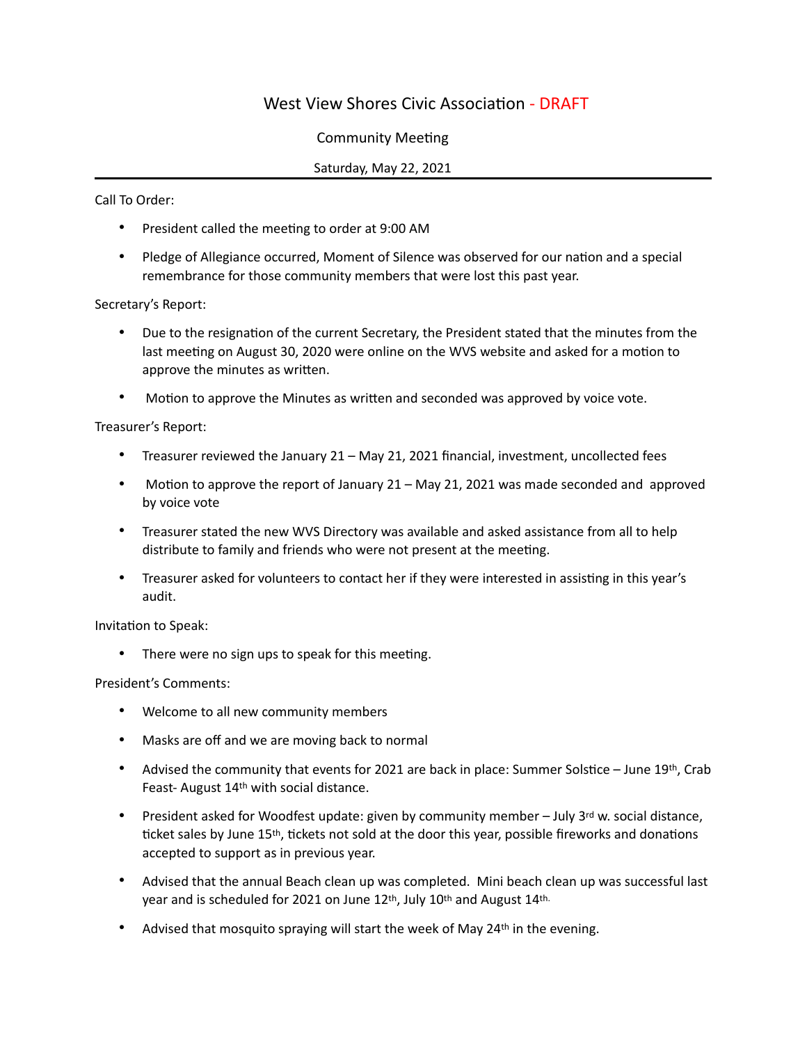# West View Shores Civic Association - DRAFT

Community Meeting

Saturday, May 22, 2021

---

Call To Order:

- President called the meeting to order at 9:00 AM
- Pledge of Allegiance occurred, Moment of Silence was observed for our nation and a special remembrance for those community members that were lost this past year.

Secretary's Report:

- Due to the resignation of the current Secretary, the President stated that the minutes from the last meeting on August 30, 2020 were online on the WVS website and asked for a motion to approve the minutes as written.
- Motion to approve the Minutes as written and seconded was approved by voice vote.

Treasurer's Report:

- Treasurer reviewed the January 21 – May 21, 2021 financial, investment, uncollected fees
- Motion to approve the report of January 21 – May 21, 2021 was made seconded and approved by voice vote
- Treasurer stated the new WVS Directory was available and asked assistance from all to help distribute to family and friends who were not present at the meeting.
- Treasurer asked for volunteers to contact her if they were interested in assisting in this year's audit.

Invitation to Speak:

- There were no sign ups to speak for this meeting.

President's Comments:

- Welcome to all new community members
- Masks are off and we are moving back to normal
- Advised the community that events for 2021 are back in place: Summer Solstice – June 19th, Crab Feast- August 14th with social distance.
- President asked for Woodfest update: given by community member – July 3rd w. social distance, ticket sales by June 15th, tickets not sold at the door this year, possible fireworks and donations accepted to support as in previous year.
- Advised that the annual Beach clean up was completed. Mini beach clean up was successful last year and is scheduled for 2021 on June 12th, July 10th and August 14th.
- Advised that mosquito spraying will start the week of May 24th in the evening.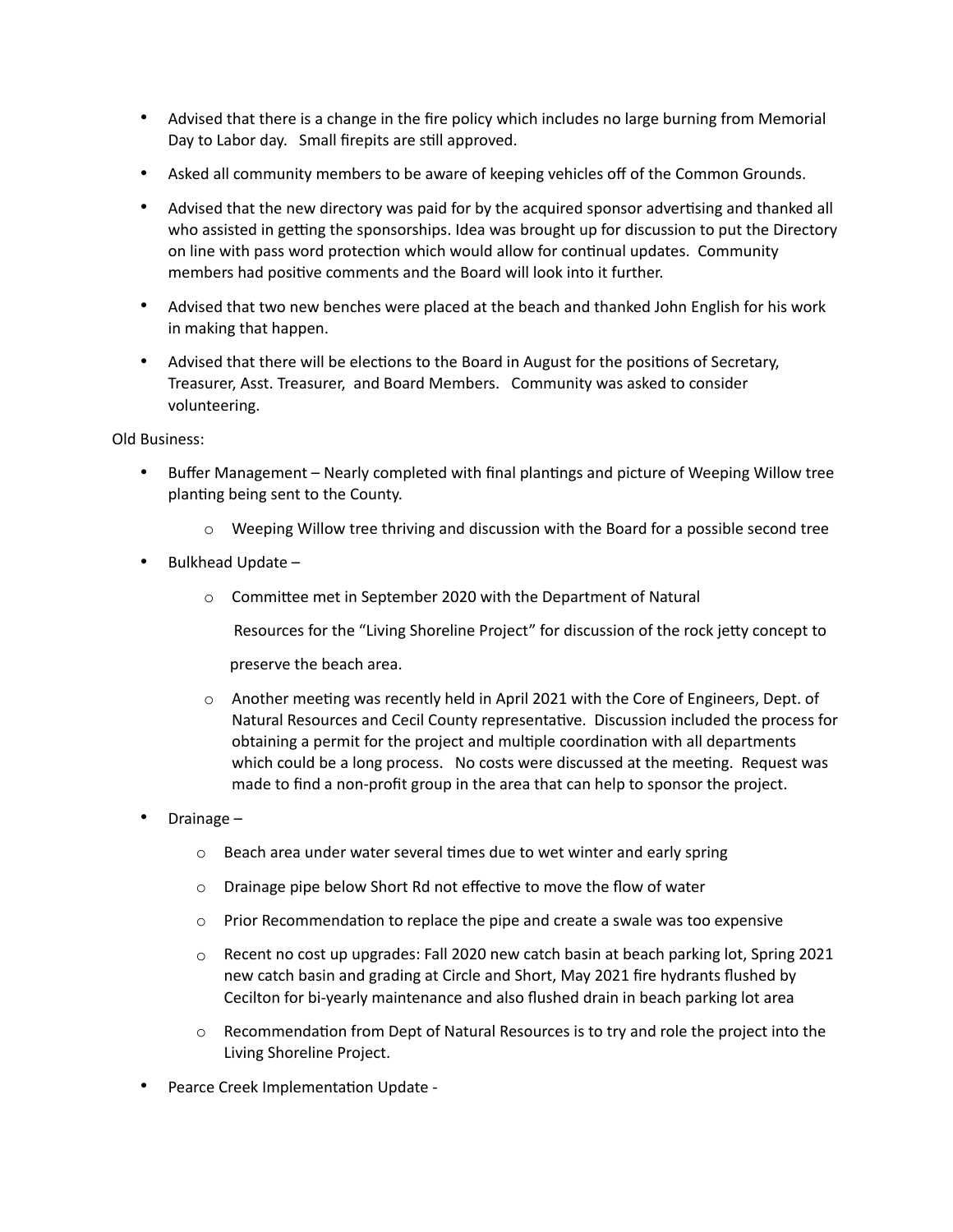- Advised that there is a change in the fire policy which includes no large burning from Memorial Day to Labor day.   Small firepits are still approved.
- Asked all community members to be aware of keeping vehicles off of the Common Grounds.
- Advised that the new directory was paid for by the acquired sponsor advertising and thanked all who assisted in getting the sponsorships. Idea was brought up for discussion to put the Directory on line with pass word protection which would allow for continual updates.  Community members had positive comments and the Board will look into it further.
- Advised that two new benches were placed at the beach and thanked John English for his work in making that happen.
- Advised that there will be elections to the Board in August for the positions of Secretary, Treasurer, Asst. Treasurer,  and Board Members.   Community was asked to consider volunteering.

Old Business:

- Buffer Management – Nearly completed with final plantings and picture of Weeping Willow tree planting being sent to the County.
  - Weeping Willow tree thriving and discussion with the Board for a possible second tree
- Bulkhead Update –
  - Committee met in September 2020 with the Department of Natural Resources for the "Living Shoreline Project" for discussion of the rock jetty concept to preserve the beach area.
  - Another meeting was recently held in April 2021 with the Core of Engineers, Dept. of Natural Resources and Cecil County representative.  Discussion included the process for obtaining a permit for the project and multiple coordination with all departments which could be a long process.   No costs were discussed at the meeting.  Request was made to find a non-profit group in the area that can help to sponsor the project.
- Drainage –
  - Beach area under water several times due to wet winter and early spring
  - Drainage pipe below Short Rd not effective to move the flow of water
  - Prior Recommendation to replace the pipe and create a swale was too expensive
  - Recent no cost up upgrades: Fall 2020 new catch basin at beach parking lot, Spring 2021 new catch basin and grading at Circle and Short, May 2021 fire hydrants flushed by Cecilton for bi-yearly maintenance and also flushed drain in beach parking lot area
  - Recommendation from Dept of Natural Resources is to try and role the project into the Living Shoreline Project.
- Pearce Creek Implementation Update -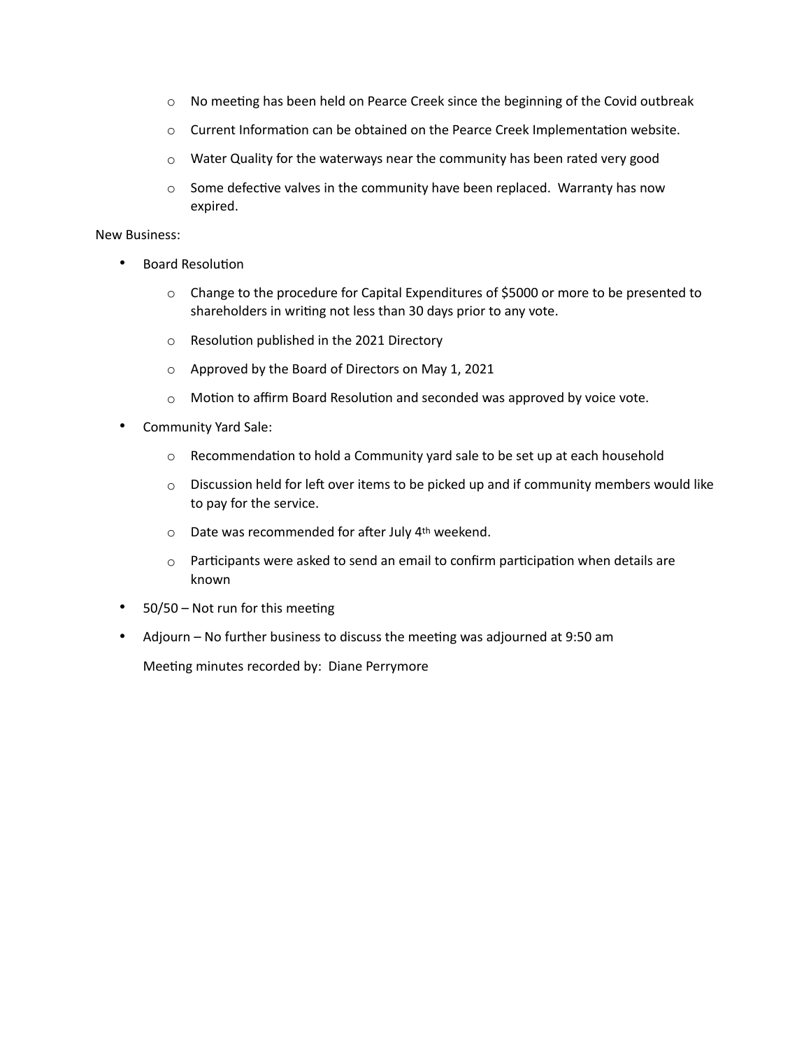- No meeting has been held on Pearce Creek since the beginning of the Covid outbreak
  - Current Information can be obtained on the Pearce Creek Implementation website.
  - Water Quality for the waterways near the community has been rated very good
  - Some defective valves in the community have been replaced. Warranty has now expired.

New Business:

- Board Resolution
  - Change to the procedure for Capital Expenditures of $5000 or more to be presented to shareholders in writing not less than 30 days prior to any vote.
  - Resolution published in the 2021 Directory
  - Approved by the Board of Directors on May 1, 2021
  - Motion to affirm Board Resolution and seconded was approved by voice vote.
- Community Yard Sale:
  - Recommendation to hold a Community yard sale to be set up at each household
  - Discussion held for left over items to be picked up and if community members would like to pay for the service.
  - Date was recommended for after July 4th weekend.
  - Participants were asked to send an email to confirm participation when details are known
- 50/50 – Not run for this meeting
- Adjourn – No further business to discuss the meeting was adjourned at 9:50 am

  Meeting minutes recorded by: Diane Perrymore